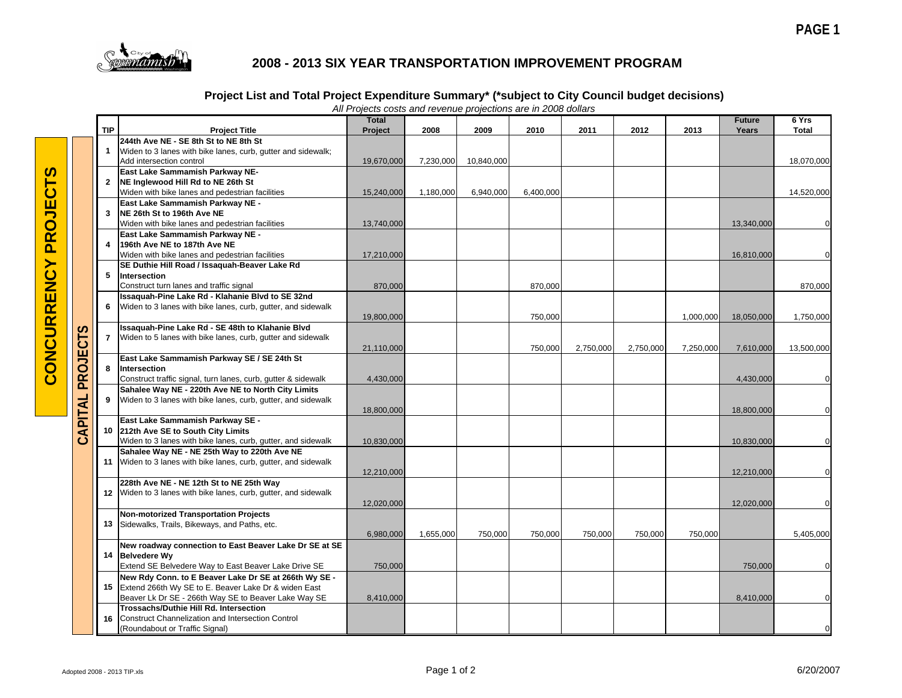# 2008 - 2013 SIX YEAR TRANSPORTATION IMPROVEMENT PROGRAM

## Project List and Total Project Expenditure Summary* (*subject to City Council budget decisions)

*All Projects costs and revenue projections are in 2008 dollars*

**CONCURRENCY PROJECTS** / **CAPITAL PROJECTS**

| TIP | Project Title | Total Project | 2008 | 2009 | 2010 | 2011 | 2012 | 2013 | Future Years | 6 Yrs Total |
|---|---|---|---|---|---|---|---|---|---|---|
| 1 | **244th Ave NE - SE 8th St to NE 8th St** Widen to 3 lanes with bike lanes, curb, gutter and sidewalk; Add intersection control | 19,670,000 | 7,230,000 | 10,840,000 | | | | | | 18,070,000 |
| 2 | **East Lake Sammamish Parkway NE- NE Inglewood Hill Rd to NE 26th St** Widen with bike lanes and pedestrian facilities | 15,240,000 | 1,180,000 | 6,940,000 | 6,400,000 | | | | | 14,520,000 |
| 3 | **East Lake Sammamish Parkway NE - NE 26th St to 196th Ave NE** Widen with bike lanes and pedestrian facilities | 13,740,000 | | | | | | | 13,340,000 | 0 |
| 4 | **East Lake Sammamish Parkway NE - 196th Ave NE to 187th Ave NE** Widen with bike lanes and pedestrian facilities | 17,210,000 | | | | | | | 16,810,000 | 0 |
| 5 | **SE Duthie Hill Road / Issaquah-Beaver Lake Rd Intersection** Construct turn lanes and traffic signal | 870,000 | | | 870,000 | | | | | 870,000 |
| 6 | **Issaquah-Pine Lake Rd - Klahanie Blvd to SE 32nd** Widen to 3 lanes with bike lanes, curb, gutter, and sidewalk | 19,800,000 | | | 750,000 | | | 1,000,000 | 18,050,000 | 1,750,000 |
| 7 | **Issaquah-Pine Lake Rd - SE 48th to Klahanie Blvd** Widen to 5 lanes with bike lanes, curb, gutter and sidewalk | 21,110,000 | | | 750,000 | 2,750,000 | 2,750,000 | 7,250,000 | 7,610,000 | 13,500,000 |
| 8 | **East Lake Sammamish Parkway SE / SE 24th St Intersection** Construct traffic signal, turn lanes, curb, gutter & sidewalk | 4,430,000 | | | | | | | 4,430,000 | 0 |
| 9 | **Sahalee Way NE - 220th Ave NE to North City Limits** Widen to 3 lanes with bike lanes, curb, gutter, and sidewalk | 18,800,000 | | | | | | | 18,800,000 | 0 |
| 10 | **East Lake Sammamish Parkway SE - 212th Ave SE to South City Limits** Widen to 3 lanes with bike lanes, curb, gutter, and sidewalk | 10,830,000 | | | | | | | 10,830,000 | 0 |
| 11 | **Sahalee Way NE - NE 25th Way to 220th Ave NE** Widen to 3 lanes with bike lanes, curb, gutter, and sidewalk | 12,210,000 | | | | | | | 12,210,000 | 0 |
| 12 | **228th Ave NE - NE 12th St to NE 25th Way** Widen to 3 lanes with bike lanes, curb, gutter, and sidewalk | 12,020,000 | | | | | | | 12,020,000 | 0 |
| 13 | **Non-motorized Transportation Projects** Sidewalks, Trails, Bikeways, and Paths, etc. | 6,980,000 | 1,655,000 | 750,000 | 750,000 | 750,000 | 750,000 | 750,000 | | 5,405,000 |
| 14 | **New roadway connection to East Beaver Lake Dr SE at SE Belvedere Wy** Extend SE Belvedere Way to East Beaver Lake Drive SE | 750,000 | | | | | | | 750,000 | 0 |
| 15 | **New Rdy Conn. to E Beaver Lake Dr SE at 266th Wy SE -** Extend 266th Wy SE to E. Beaver Lake Dr & widen East Beaver Lk Dr SE - 266th Way SE to Beaver Lake Way SE | 8,410,000 | | | | | | | 8,410,000 | 0 |
| 16 | **Trossachs/Duthie Hill Rd. Intersection** Construct Channelization and Intersection Control (Roundabout or Traffic Signal) | | | | | | | | | 0 |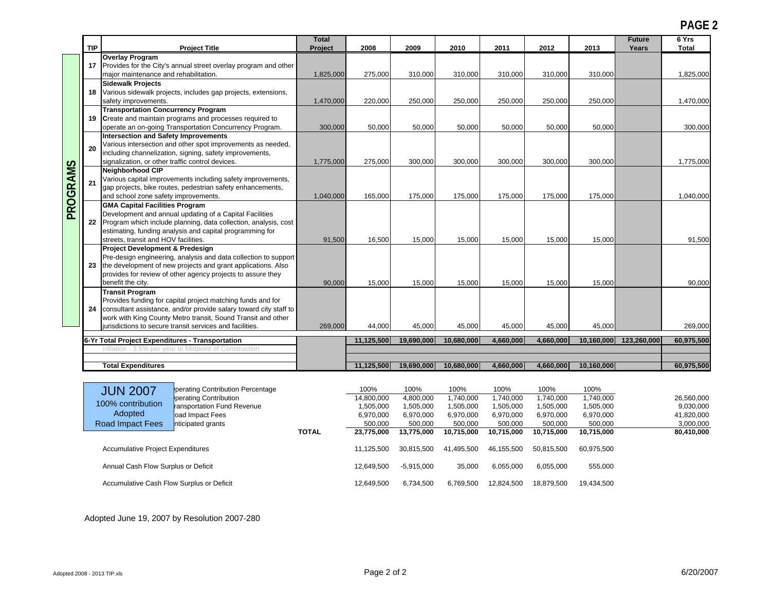**PAGE 2**

| | TIP | Project Title | Total Project | 2008 | 2009 | 2010 | 2011 | 2012 | 2013 | Future Years | 6 Yrs Total |
|---|---|---|---|---|---|---|---|---|---|---|---|
| PROGRAMS | 17 | **Overlay Program** Provides for the City's annual street overlay program and other major maintenance and rehabilitation. | 1,825,000 | 275,000 | 310,000 | 310,000 | 310,000 | 310,000 | 310,000 | | 1,825,000 |
| | 18 | **Sidewalk Projects** Various sidewalk projects, includes gap projects, extensions, safety improvements. | 1,470,000 | 220,000 | 250,000 | 250,000 | 250,000 | 250,000 | 250,000 | | 1,470,000 |
| | 19 | **Transportation Concurrency Program** Create and maintain programs and processes required to operate an on-going Transportation Concurrency Program. | 300,000 | 50,000 | 50,000 | 50,000 | 50,000 | 50,000 | 50,000 | | 300,000 |
| | 20 | **Intersection and Safety Improvements** Various intersection and other spot improvements as needed, including channelization, signing, safety improvements, signalization, or other traffic control devices. | 1,775,000 | 275,000 | 300,000 | 300,000 | 300,000 | 300,000 | 300,000 | | 1,775,000 |
| | 21 | **Neighborhood CIP** Various capital improvements including safety improvements, gap projects, bike routes, pedestrian safety enhancements, and school zone safety improvements. | 1,040,000 | 165,000 | 175,000 | 175,000 | 175,000 | 175,000 | 175,000 | | 1,040,000 |
| | 22 | **GMA Capital Facilities Program** Development and annual updating of a Capital Facilities Program which include planning, data collection, analysis, cost estimating, funding analysis and capital programming for streets, transit and HOV facilities. | 91,500 | 16,500 | 15,000 | 15,000 | 15,000 | 15,000 | 15,000 | | 91,500 |
| | 23 | **Project Development & Predesign** Pre-design engineering, analysis and data collection to support the development of new projects and grant applications. Also provides for review of other agency projects to assure they benefit the city. | 90,000 | 15,000 | 15,000 | 15,000 | 15,000 | 15,000 | 15,000 | | 90,000 |
| | 24 | **Transit Program** Provides funding for capital project matching funds and for consultant assistance, and/or provide salary toward city staff to work with King County Metro transit, Sound Transit and other jurisdictions to secure transit services and facilities. | 269,000 | 44,000 | 45,000 | 45,000 | 45,000 | 45,000 | 45,000 | | 269,000 |
| | | **6-Yr Total Project Expenditures - Transportation** | | **11,125,500** | **19,690,000** | **10,680,000** | **4,660,000** | **4,660,000** | **10,160,000** | **123,260,000** | **60,975,500** |
| | | Inflation - 3.5% per year to Midpoint of Construction | | | | | | | | | |
| | | **Total Expenditures** | | **11,125,500** | **19,690,000** | **10,680,000** | **4,660,000** | **4,660,000** | **10,160,000** | | **60,975,500** |

JUN 2007
100% contribution
Adopted
Road Impact Fees

| | | 2008 | 2009 | 2010 | 2011 | 2012 | 2013 | 6 Yrs Total |
|---|---|---|---|---|---|---|---|---|
| Operating Contribution Percentage | | 100% | 100% | 100% | 100% | 100% | 100% | |
| Operating Contribution | | 14,800,000 | 4,800,000 | 1,740,000 | 1,740,000 | 1,740,000 | 1,740,000 | 26,560,000 |
| Transportation Fund Revenue | | 1,505,000 | 1,505,000 | 1,505,000 | 1,505,000 | 1,505,000 | 1,505,000 | 9,030,000 |
| Road Impact Fees | | 6,970,000 | 6,970,000 | 6,970,000 | 6,970,000 | 6,970,000 | 6,970,000 | 41,820,000 |
| Anticipated grants | | 500,000 | 500,000 | 500,000 | 500,000 | 500,000 | 500,000 | 3,000,000 |
| | **TOTAL** | **23,775,000** | **13,775,000** | **10,715,000** | **10,715,000** | **10,715,000** | **10,715,000** | **80,410,000** |
| Accumulative Project Expenditures | | 11,125,500 | 30,815,500 | 41,495,500 | 46,155,500 | 50,815,500 | 60,975,500 | |
| Annual Cash Flow Surplus or Deficit | | 12,649,500 | -5,915,000 | 35,000 | 6,055,000 | 6,055,000 | 555,000 | |
| Accumulative Cash Flow Surplus or Deficit | | 12,649,500 | 6,734,500 | 6,769,500 | 12,824,500 | 18,879,500 | 19,434,500 | |

Adopted June 19, 2007 by Resolution 2007-280

Adopted 2008 - 2013 TIP.xls

6/20/2007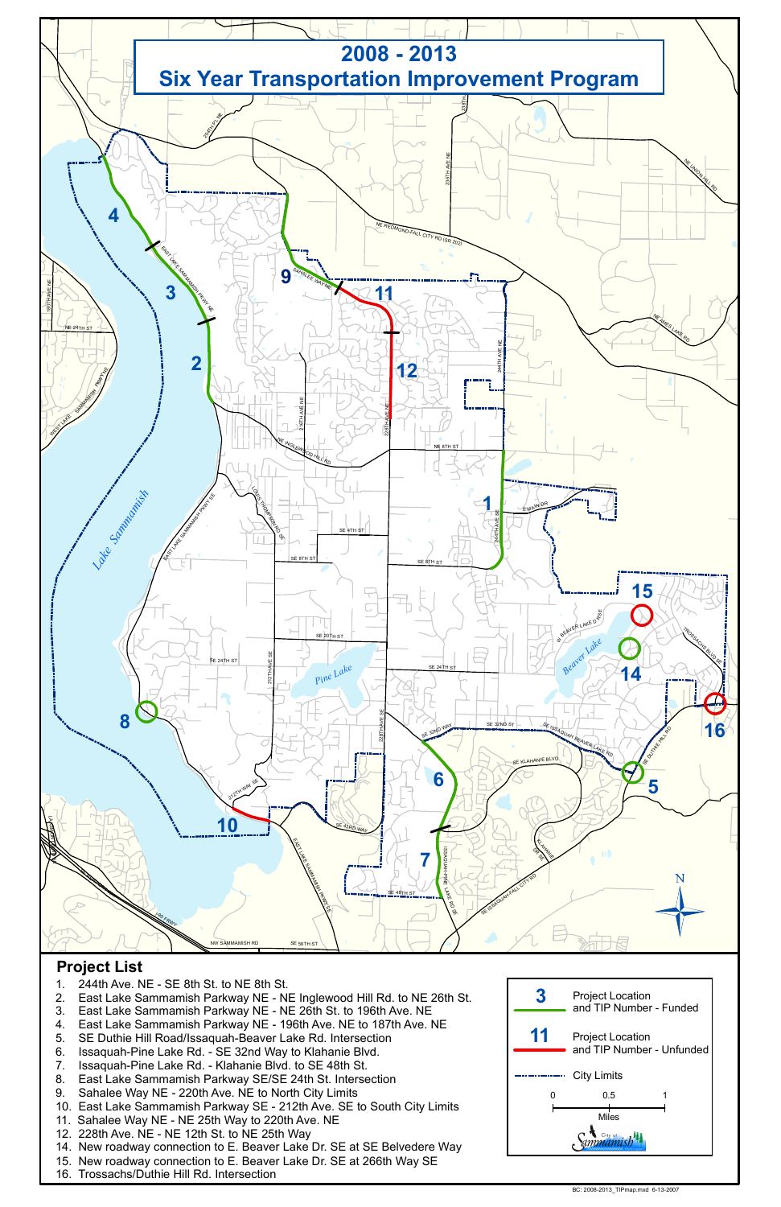# 2008 - 2013
# Six Year Transportation Improvement Program

## Project List

1. 244th Ave. NE - SE 8th St. to NE 8th St.
2. East Lake Sammamish Parkway NE - NE Inglewood Hill Rd. to NE 26th St.
3. East Lake Sammamish Parkway NE - NE 26th St. to 196th Ave. NE
4. East Lake Sammamish Parkway NE - 196th Ave. NE to 187th Ave. NE
5. SE Duthie Hill Road/Issaquah-Beaver Lake Rd. Intersection
6. Issaquah-Pine Lake Rd. - SE 32nd Way to Klahanie Blvd.
7. Issaquah-Pine Lake Rd. - Klahanie Blvd. to SE 48th St.
8. East Lake Sammamish Parkway SE/SE 24th St. Intersection
9. Sahalee Way NE - 220th Ave. NE to North City Limits
10. East Lake Sammamish Parkway SE - 212th Ave. SE to South City Limits
11. Sahalee Way NE - NE 25th Way to 220th Ave. NE
12. 228th Ave. NE - NE 12th St. to NE 25th Way
14. New roadway connection to E. Beaver Lake Dr. SE at SE Belvedere Way
15. New roadway connection to E. Beaver Lake Dr. SE at 266th Way SE
16. Trossachs/Duthie Hill Rd. Intersection

3 Project Location and TIP Number - Funded

11 Project Location and TIP Number - Unfunded

City Limits

0 0.5 1

Miles

City of Sammamish

BC: 2008-2013_TIPmap.mxd 6-13-2007